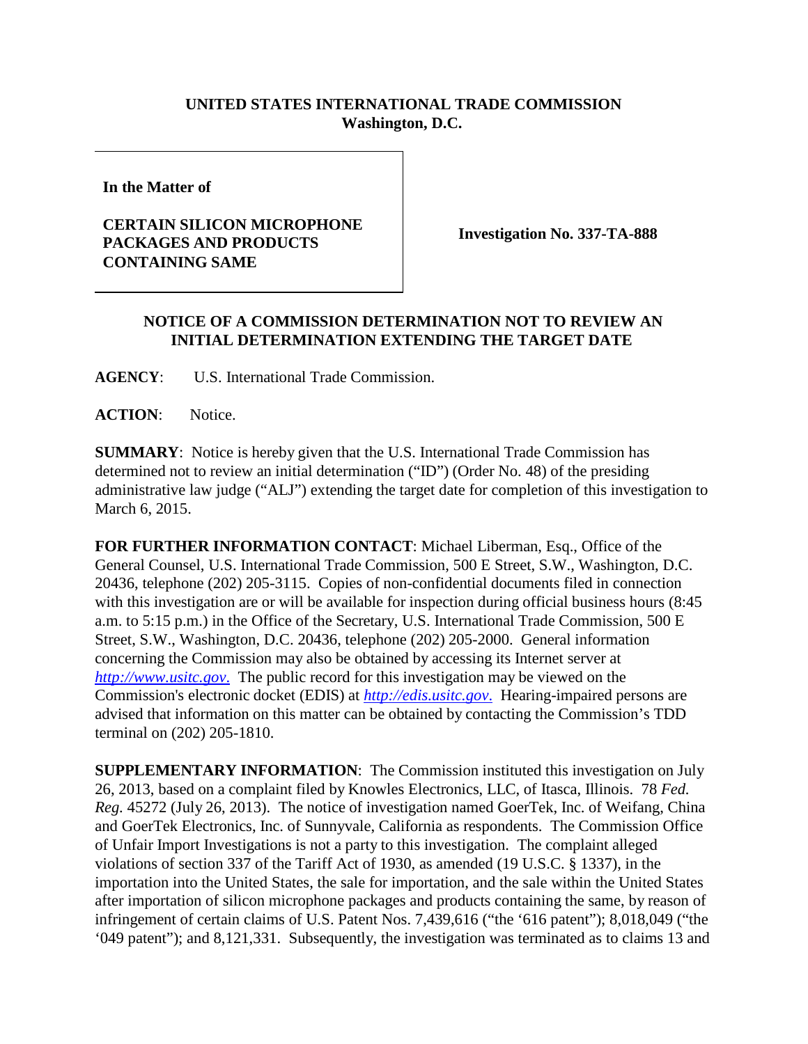**UNITED STATES INTERNATIONAL TRADE COMMISSION**
**Washington, D.C.**

| **In the Matter of**<br><br>**CERTAIN SILICON MICROPHONE PACKAGES AND PRODUCTS CONTAINING SAME** | **Investigation No. 337-TA-888** |
|---|---|

## NOTICE OF A COMMISSION DETERMINATION NOT TO REVIEW AN INITIAL DETERMINATION EXTENDING THE TARGET DATE

**AGENCY**: U.S. International Trade Commission.

**ACTION**: Notice.

**SUMMARY**: Notice is hereby given that the U.S. International Trade Commission has determined not to review an initial determination ("ID") (Order No. 48) of the presiding administrative law judge ("ALJ") extending the target date for completion of this investigation to March 6, 2015.

**FOR FURTHER INFORMATION CONTACT**: Michael Liberman, Esq., Office of the General Counsel, U.S. International Trade Commission, 500 E Street, S.W., Washington, D.C. 20436, telephone (202) 205-3115. Copies of non-confidential documents filed in connection with this investigation are or will be available for inspection during official business hours (8:45 a.m. to 5:15 p.m.) in the Office of the Secretary, U.S. International Trade Commission, 500 E Street, S.W., Washington, D.C. 20436, telephone (202) 205-2000. General information concerning the Commission may also be obtained by accessing its Internet server at *http://www.usitc.gov.* The public record for this investigation may be viewed on the Commission's electronic docket (EDIS) at *http://edis.usitc.gov.* Hearing-impaired persons are advised that information on this matter can be obtained by contacting the Commission's TDD terminal on (202) 205-1810.

**SUPPLEMENTARY INFORMATION**: The Commission instituted this investigation on July 26, 2013, based on a complaint filed by Knowles Electronics, LLC, of Itasca, Illinois. 78 *Fed. Reg.* 45272 (July 26, 2013). The notice of investigation named GoerTek, Inc. of Weifang, China and GoerTek Electronics, Inc. of Sunnyvale, California as respondents. The Commission Office of Unfair Import Investigations is not a party to this investigation. The complaint alleged violations of section 337 of the Tariff Act of 1930, as amended (19 U.S.C. § 1337), in the importation into the United States, the sale for importation, and the sale within the United States after importation of silicon microphone packages and products containing the same, by reason of infringement of certain claims of U.S. Patent Nos. 7,439,616 ("the '616 patent"); 8,018,049 ("the '049 patent"); and 8,121,331. Subsequently, the investigation was terminated as to claims 13 and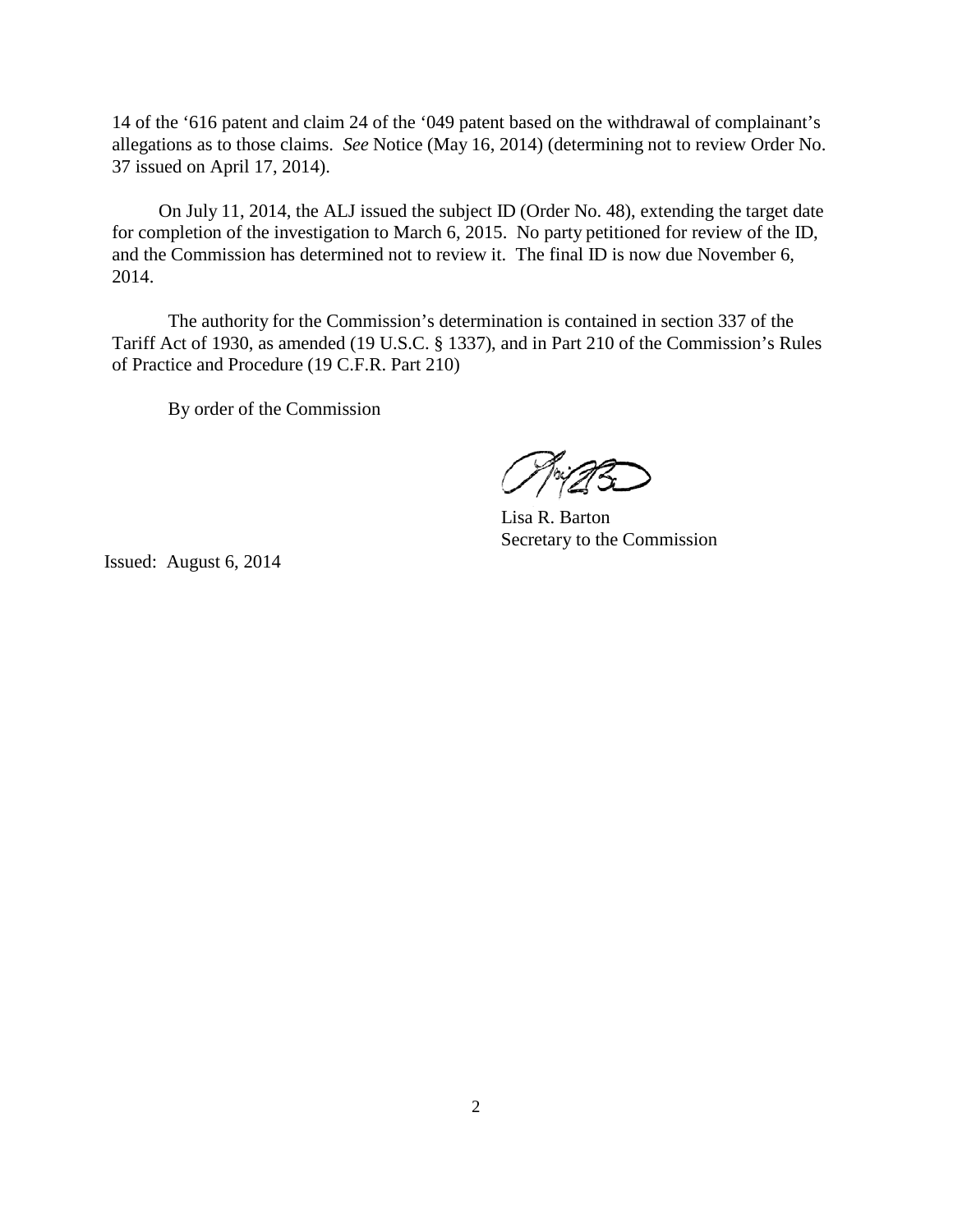14 of the '616 patent and claim 24 of the '049 patent based on the withdrawal of complainant's allegations as to those claims. *See* Notice (May 16, 2014) (determining not to review Order No. 37 issued on April 17, 2014).

On July 11, 2014, the ALJ issued the subject ID (Order No. 48), extending the target date for completion of the investigation to March 6, 2015. No party petitioned for review of the ID, and the Commission has determined not to review it. The final ID is now due November 6, 2014.

The authority for the Commission's determination is contained in section 337 of the Tariff Act of 1930, as amended (19 U.S.C. § 1337), and in Part 210 of the Commission's Rules of Practice and Procedure (19 C.F.R. Part 210)

By order of the Commission

Lisa R. Barton
Secretary to the Commission

Issued: August 6, 2014